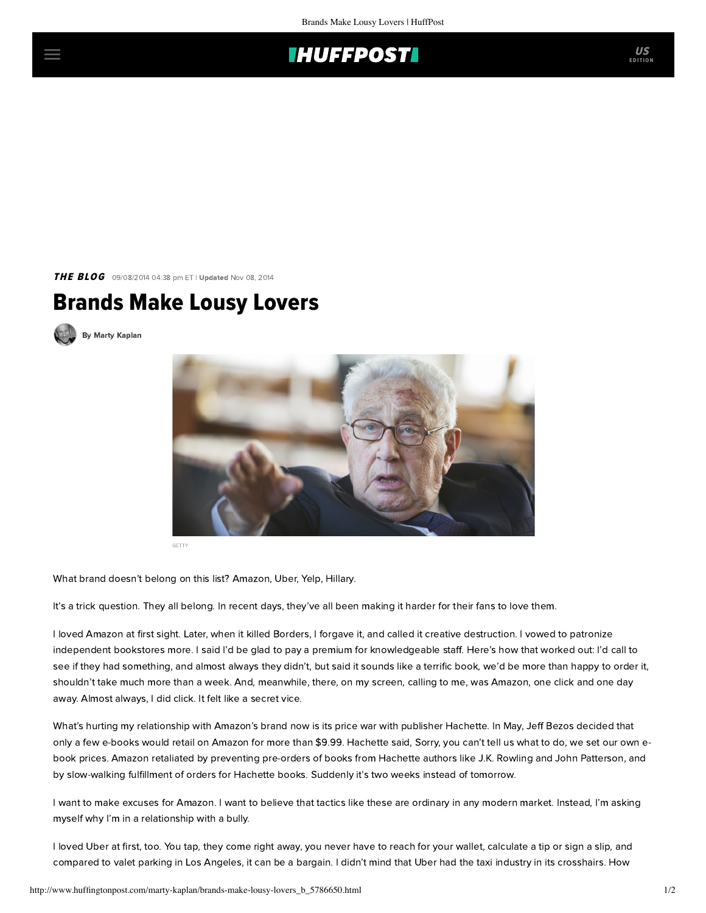*THE BLOG* 09/08/2014 04:38 pm ET | **Updated** Nov 08, 2014

# Brands Make Lousy Lovers

By Marty Kaplan

GETTY

What brand doesn't belong on this list? Amazon, Uber, Yelp, Hillary.

It's a trick question. They all belong. In recent days, they've all been making it harder for their fans to love them.

I loved Amazon at first sight. Later, when it killed Borders, I forgave it, and called it creative destruction. I vowed to patronize independent bookstores more. I said I'd be glad to pay a premium for knowledgeable staff. Here's how that worked out: I'd call to see if they had something, and almost always they didn't, but said it sounds like a terrific book, we'd be more than happy to order it, shouldn't take much more than a week. And, meanwhile, there, on my screen, calling to me, was Amazon, one click and one day away. Almost always, I did click. It felt like a secret vice.

What's hurting my relationship with Amazon's brand now is its price war with publisher Hachette. In May, Jeff Bezos decided that only a few e-books would retail on Amazon for more than $9.99. Hachette said, Sorry, you can't tell us what to do, we set our own e-book prices. Amazon retaliated by preventing pre-orders of books from Hachette authors like J.K. Rowling and John Patterson, and by slow-walking fulfillment of orders for Hachette books. Suddenly it's two weeks instead of tomorrow.

I want to make excuses for Amazon. I want to believe that tactics like these are ordinary in any modern market. Instead, I'm asking myself why I'm in a relationship with a bully.

I loved Uber at first, too. You tap, they come right away, you never have to reach for your wallet, calculate a tip or sign a slip, and compared to valet parking in Los Angeles, it can be a bargain. I didn't mind that Uber had the taxi industry in its crosshairs. How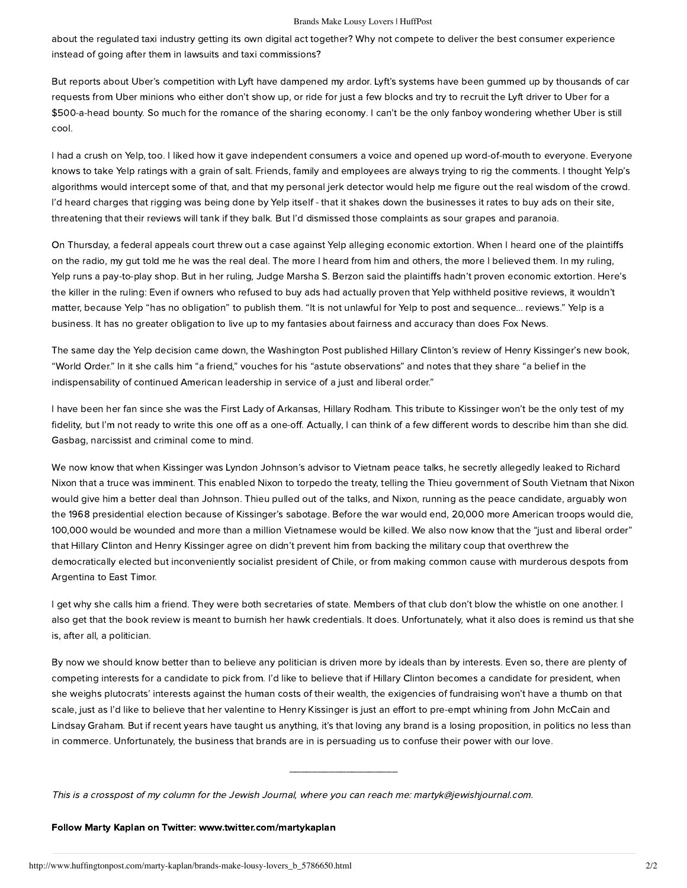about the regulated taxi industry getting its own digital act together? Why not compete to deliver the best consumer experience instead of going after them in lawsuits and taxi commissions?

But reports about Uber's competition with Lyft have dampened my ardor. Lyft's systems have been gummed up by thousands of car requests from Uber minions who either don't show up, or ride for just a few blocks and try to recruit the Lyft driver to Uber for a $500-a-head bounty. So much for the romance of the sharing economy. I can't be the only fanboy wondering whether Uber is still cool.

I had a crush on Yelp, too. I liked how it gave independent consumers a voice and opened up word-of-mouth to everyone. Everyone knows to take Yelp ratings with a grain of salt. Friends, family and employees are always trying to rig the comments. I thought Yelp's algorithms would intercept some of that, and that my personal jerk detector would help me figure out the real wisdom of the crowd. I'd heard charges that rigging was being done by Yelp itself - that it shakes down the businesses it rates to buy ads on their site, threatening that their reviews will tank if they balk. But I'd dismissed those complaints as sour grapes and paranoia.

On Thursday, a federal appeals court threw out a case against Yelp alleging economic extortion. When I heard one of the plaintiffs on the radio, my gut told me he was the real deal. The more I heard from him and others, the more I believed them. In my ruling, Yelp runs a pay-to-play shop. But in her ruling, Judge Marsha S. Berzon said the plaintiffs hadn't proven economic extortion. Here's the killer in the ruling: Even if owners who refused to buy ads had actually proven that Yelp withheld positive reviews, it wouldn't matter, because Yelp "has no obligation" to publish them. "It is not unlawful for Yelp to post and sequence... reviews." Yelp is a business. It has no greater obligation to live up to my fantasies about fairness and accuracy than does Fox News.

The same day the Yelp decision came down, the Washington Post published Hillary Clinton's review of Henry Kissinger's new book, "World Order." In it she calls him "a friend," vouches for his "astute observations" and notes that they share "a belief in the indispensability of continued American leadership in service of a just and liberal order."

I have been her fan since she was the First Lady of Arkansas, Hillary Rodham. This tribute to Kissinger won't be the only test of my fidelity, but I'm not ready to write this one off as a one-off. Actually, I can think of a few different words to describe him than she did. Gasbag, narcissist and criminal come to mind.

We now know that when Kissinger was Lyndon Johnson's advisor to Vietnam peace talks, he secretly allegedly leaked to Richard Nixon that a truce was imminent. This enabled Nixon to torpedo the treaty, telling the Thieu government of South Vietnam that Nixon would give him a better deal than Johnson. Thieu pulled out of the talks, and Nixon, running as the peace candidate, arguably won the 1968 presidential election because of Kissinger's sabotage. Before the war would end, 20,000 more American troops would die, 100,000 would be wounded and more than a million Vietnamese would be killed. We also now know that the "just and liberal order" that Hillary Clinton and Henry Kissinger agree on didn't prevent him from backing the military coup that overthrew the democratically elected but inconveniently socialist president of Chile, or from making common cause with murderous despots from Argentina to East Timor.

I get why she calls him a friend. They were both secretaries of state. Members of that club don't blow the whistle on one another. I also get that the book review is meant to burnish her hawk credentials. It does. Unfortunately, what it also does is remind us that she is, after all, a politician.

By now we should know better than to believe any politician is driven more by ideals than by interests. Even so, there are plenty of competing interests for a candidate to pick from. I'd like to believe that if Hillary Clinton becomes a candidate for president, when she weighs plutocrats' interests against the human costs of their wealth, the exigencies of fundraising won't have a thumb on that scale, just as I'd like to believe that her valentine to Henry Kissinger is just an effort to pre-empt whining from John McCain and Lindsay Graham. But if recent years have taught us anything, it's that loving any brand is a losing proposition, in politics no less than in commerce. Unfortunately, the business that brands are in is persuading us to confuse their power with our love.

---

*This is a crosspost of my column for the Jewish Journal, where you can reach me: martyk@jewishjournal.com.*

**Follow Marty Kaplan on Twitter: www.twitter.com/martykaplan**